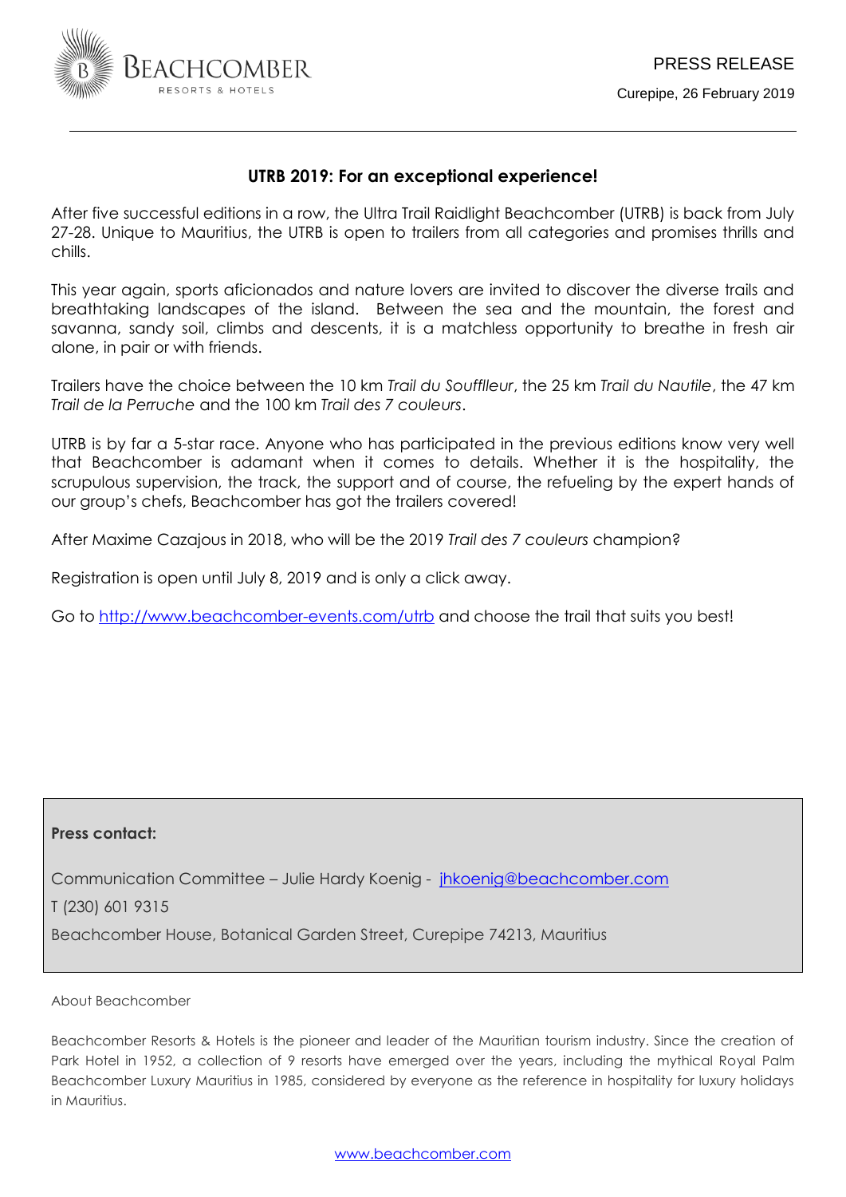PRESS RELEASE

Curepipe, 26 February 2019

## UTRB 2019: For an exceptional experience!

After five successful editions in a row, the Ultra Trail Raidlight Beachcomber (UTRB) is back from July 27-28. Unique to Mauritius, the UTRB is open to trailers from all categories and promises thrills and chills.

This year again, sports aficionados and nature lovers are invited to discover the diverse trails and breathtaking landscapes of the island. Between the sea and the mountain, the forest and savanna, sandy soil, climbs and descents, it is a matchless opportunity to breathe in fresh air alone, in pair or with friends.

Trailers have the choice between the 10 km *Trail du Soufflleur*, the 25 km *Trail du Nautile*, the 47 km *Trail de la Perruche* and the 100 km *Trail des 7 couleurs*.

UTRB is by far a 5-star race. Anyone who has participated in the previous editions know very well that Beachcomber is adamant when it comes to details. Whether it is the hospitality, the scrupulous supervision, the track, the support and of course, the refueling by the expert hands of our group's chefs, Beachcomber has got the trailers covered!

After Maxime Cazajous in 2018, who will be the 2019 *Trail des 7 couleurs* champion?

Registration is open until July 8, 2019 and is only a click away.

Go to http://www.beachcomber-events.com/utrb and choose the trail that suits you best!

**Press contact:**

Communication Committee – Julie Hardy Koenig - jhkoenig@beachcomber.com

T (230) 601 9315

Beachcomber House, Botanical Garden Street, Curepipe 74213, Mauritius

About Beachcomber

Beachcomber Resorts & Hotels is the pioneer and leader of the Mauritian tourism industry. Since the creation of Park Hotel in 1952, a collection of 9 resorts have emerged over the years, including the mythical Royal Palm Beachcomber Luxury Mauritius in 1985, considered by everyone as the reference in hospitality for luxury holidays in Mauritius.

www.beachcomber.com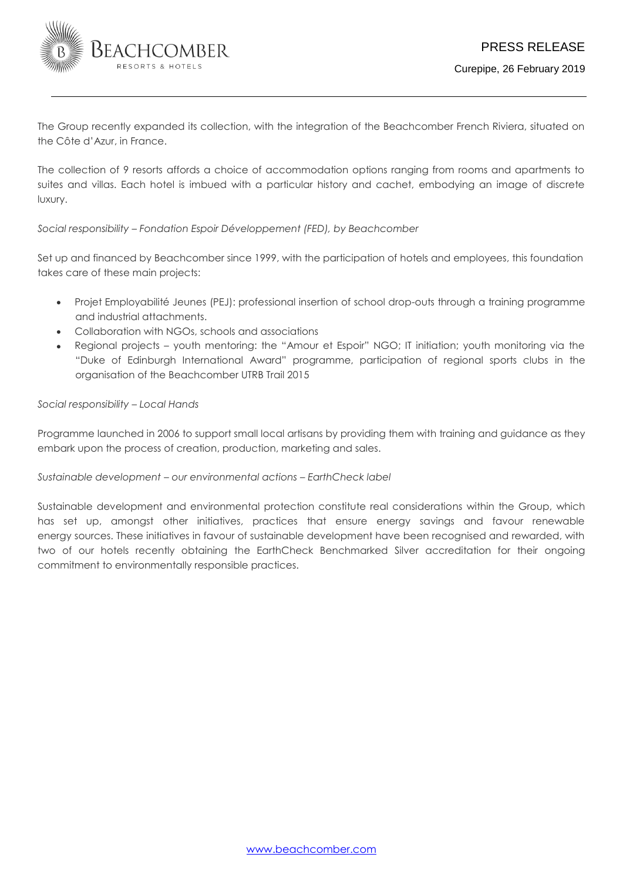The Group recently expanded its collection, with the integration of the Beachcomber French Riviera, situated on the Côte d'Azur, in France.

The collection of 9 resorts affords a choice of accommodation options ranging from rooms and apartments to suites and villas. Each hotel is imbued with a particular history and cachet, embodying an image of discrete luxury.

*Social responsibility – Fondation Espoir Développement (FED), by Beachcomber*

Set up and financed by Beachcomber since 1999, with the participation of hotels and employees, this foundation takes care of these main projects:

- Projet Employabilité Jeunes (PEJ): professional insertion of school drop-outs through a training programme and industrial attachments.
- Collaboration with NGOs, schools and associations
- Regional projects – youth mentoring: the "Amour et Espoir" NGO; IT initiation; youth monitoring via the "Duke of Edinburgh International Award" programme, participation of regional sports clubs in the organisation of the Beachcomber UTRB Trail 2015

*Social responsibility – Local Hands*

Programme launched in 2006 to support small local artisans by providing them with training and guidance as they embark upon the process of creation, production, marketing and sales.

*Sustainable development – our environmental actions – EarthCheck label*

Sustainable development and environmental protection constitute real considerations within the Group, which has set up, amongst other initiatives, practices that ensure energy savings and favour renewable energy sources. These initiatives in favour of sustainable development have been recognised and rewarded, with two of our hotels recently obtaining the EarthCheck Benchmarked Silver accreditation for their ongoing commitment to environmentally responsible practices.